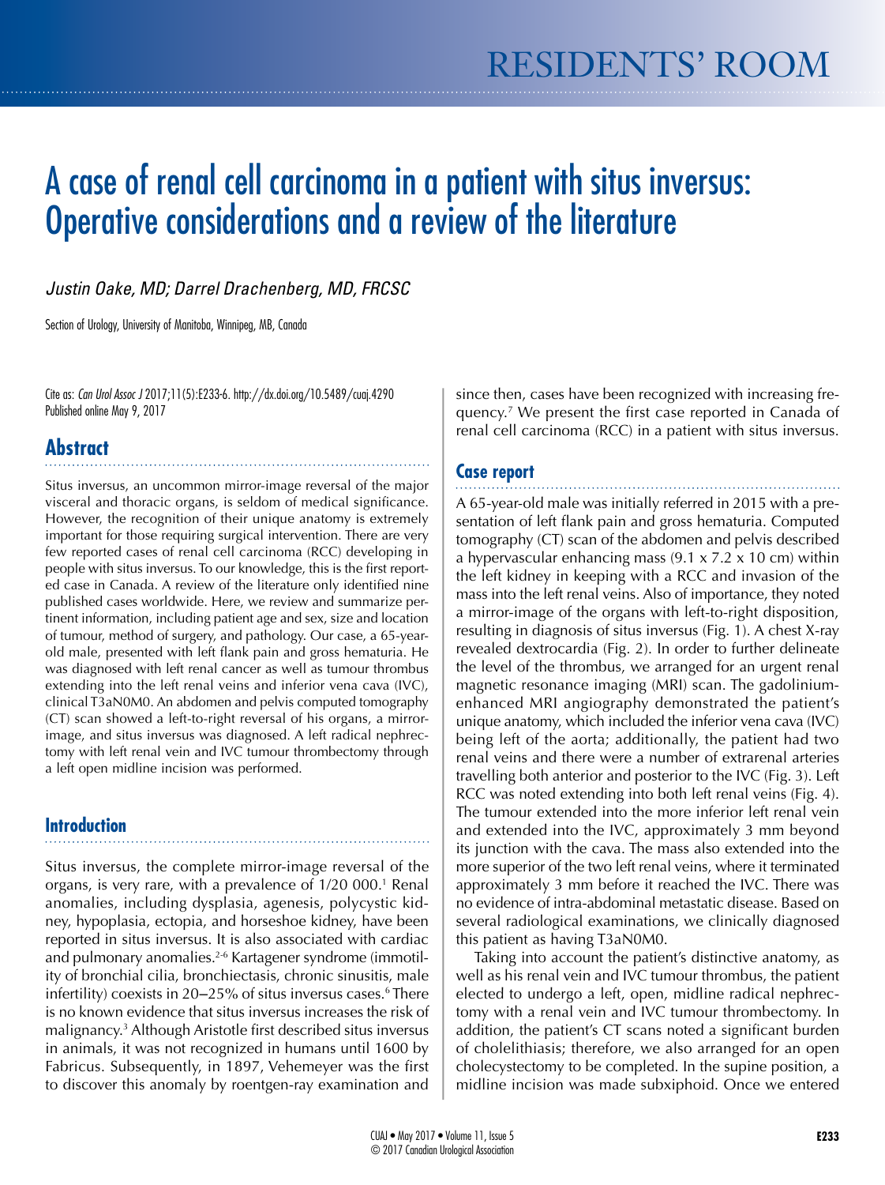# A case of renal cell carcinoma in a patient with situs inversus: Operative considerations and a review of the literature

*Justin Oake, MD; Darrel Drachenberg, MD, FRCSC*

Section of Urology, University of Manitoba, Winnipeg, MB, Canada

Cite as: *Can Urol Assoc J* 2017;11(5):E233-6. http://dx.doi.org/10.5489/cuaj.4290
Published online May 9, 2017

## Abstract

Situs inversus, an uncommon mirror-image reversal of the major visceral and thoracic organs, is seldom of medical significance. However, the recognition of their unique anatomy is extremely important for those requiring surgical intervention. There are very few reported cases of renal cell carcinoma (RCC) developing in people with situs inversus. To our knowledge, this is the first reported case in Canada. A review of the literature only identified nine published cases worldwide. Here, we review and summarize pertinent information, including patient age and sex, size and location of tumour, method of surgery, and pathology. Our case, a 65-year-old male, presented with left flank pain and gross hematuria. He was diagnosed with left renal cancer as well as tumour thrombus extending into the left renal veins and inferior vena cava (IVC), clinical T3aN0M0. An abdomen and pelvis computed tomography (CT) scan showed a left-to-right reversal of his organs, a mirror-image, and situs inversus was diagnosed. A left radical nephrectomy with left renal vein and IVC tumour thrombectomy through a left open midline incision was performed.

## Introduction

Situs inversus, the complete mirror-image reversal of the organs, is very rare, with a prevalence of 1/20 000.[1] Renal anomalies, including dysplasia, agenesis, polycystic kidney, hypoplasia, ectopia, and horseshoe kidney, have been reported in situs inversus. It is also associated with cardiac and pulmonary anomalies.[2-6] Kartagener syndrome (immotility of bronchial cilia, bronchiectasis, chronic sinusitis, male infertility) coexists in 20–25% of situs inversus cases.[6] There is no known evidence that situs inversus increases the risk of malignancy.[3] Although Aristotle first described situs inversus in animals, it was not recognized in humans until 1600 by Fabricus. Subsequently, in 1897, Vehemeyer was the first to discover this anomaly by roentgen-ray examination and since then, cases have been recognized with increasing frequency.[7] We present the first case reported in Canada of renal cell carcinoma (RCC) in a patient with situs inversus.

## Case report

A 65-year-old male was initially referred in 2015 with a presentation of left flank pain and gross hematuria. Computed tomography (CT) scan of the abdomen and pelvis described a hypervascular enhancing mass (9.1 x 7.2 x 10 cm) within the left kidney in keeping with a RCC and invasion of the mass into the left renal veins. Also of importance, they noted a mirror-image of the organs with left-to-right disposition, resulting in diagnosis of situs inversus (Fig. 1). A chest X-ray revealed dextrocardia (Fig. 2). In order to further delineate the level of the thrombus, we arranged for an urgent renal magnetic resonance imaging (MRI) scan. The gadolinium-enhanced MRI angiography demonstrated the patient's unique anatomy, which included the inferior vena cava (IVC) being left of the aorta; additionally, the patient had two renal veins and there were a number of extrarenal arteries travelling both anterior and posterior to the IVC (Fig. 3). Left RCC was noted extending into both left renal veins (Fig. 4). The tumour extended into the more inferior left renal vein and extended into the IVC, approximately 3 mm beyond its junction with the cava. The mass also extended into the more superior of the two left renal veins, where it terminated approximately 3 mm before it reached the IVC. There was no evidence of intra-abdominal metastatic disease. Based on several radiological examinations, we clinically diagnosed this patient as having T3aN0M0.

Taking into account the patient's distinctive anatomy, as well as his renal vein and IVC tumour thrombus, the patient elected to undergo a left, open, midline radical nephrectomy with a renal vein and IVC tumour thrombectomy. In addition, the patient's CT scans noted a significant burden of cholelithiasis; therefore, we also arranged for an open cholecystectomy to be completed. In the supine position, a midline incision was made subxiphoid. Once we entered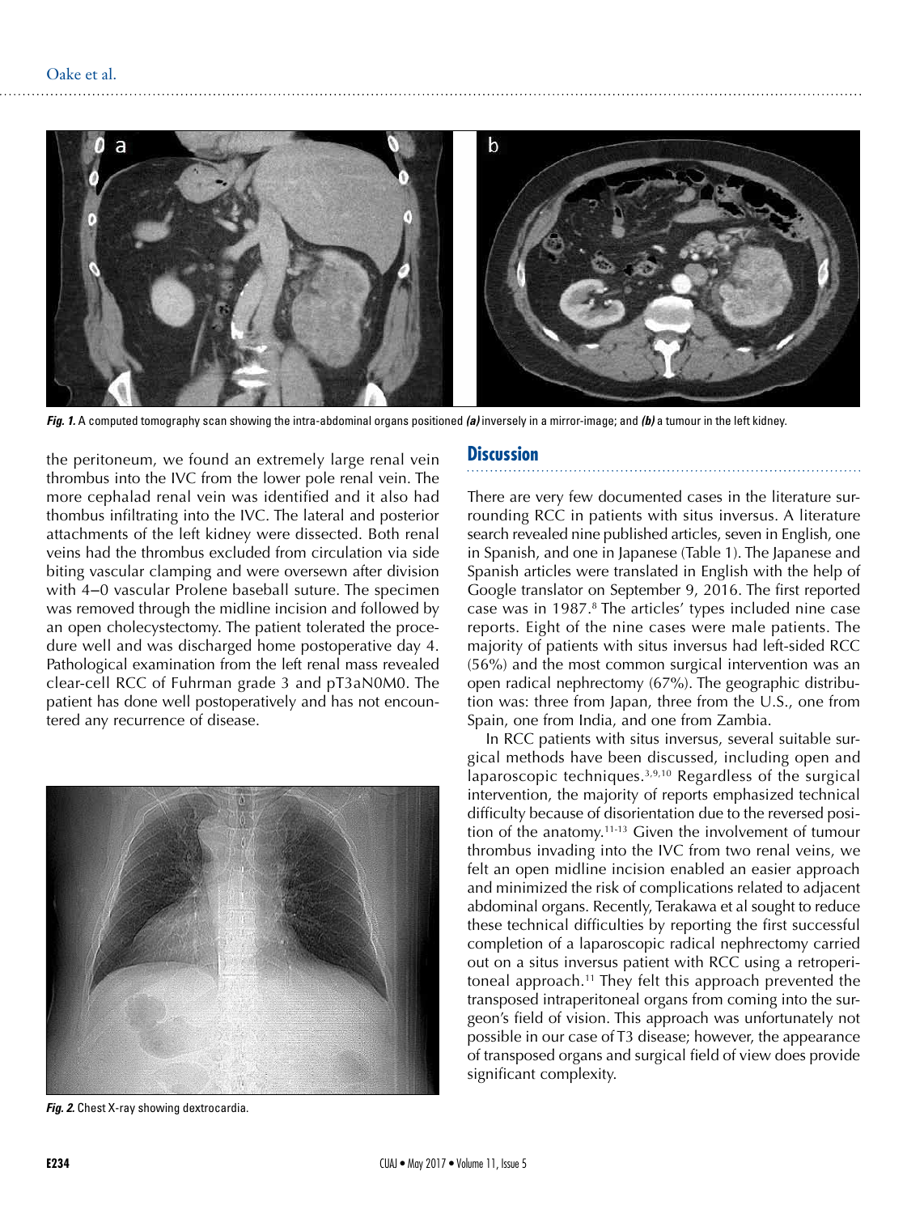Fig. 1. A computed tomography scan showing the intra-abdominal organs positioned *(a)* inversely in a mirror-image; and *(b)* a tumour in the left kidney.

the peritoneum, we found an extremely large renal vein thrombus into the IVC from the lower pole renal vein. The more cephalad renal vein was identified and it also had thombus infiltrating into the IVC. The lateral and posterior attachments of the left kidney were dissected. Both renal veins had the thrombus excluded from circulation via side biting vascular clamping and were oversewn after division with 4–0 vascular Prolene baseball suture. The specimen was removed through the midline incision and followed by an open cholecystectomy. The patient tolerated the procedure well and was discharged home postoperative day 4. Pathological examination from the left renal mass revealed clear-cell RCC of Fuhrman grade 3 and pT3aN0M0. The patient has done well postoperatively and has not encountered any recurrence of disease.

Fig. 2. Chest X-ray showing dextrocardia.

## Discussion

There are very few documented cases in the literature surrounding RCC in patients with situs inversus. A literature search revealed nine published articles, seven in English, one in Spanish, and one in Japanese (Table 1). The Japanese and Spanish articles were translated in English with the help of Google translator on September 9, 2016. The first reported case was in 1987.[8] The articles' types included nine case reports. Eight of the nine cases were male patients. The majority of patients with situs inversus had left-sided RCC (56%) and the most common surgical intervention was an open radical nephrectomy (67%). The geographic distribution was: three from Japan, three from the U.S., one from Spain, one from India, and one from Zambia.

In RCC patients with situs inversus, several suitable surgical methods have been discussed, including open and laparoscopic techniques.[3,9,10] Regardless of the surgical intervention, the majority of reports emphasized technical difficulty because of disorientation due to the reversed position of the anatomy.[11-13] Given the involvement of tumour thrombus invading into the IVC from two renal veins, we felt an open midline incision enabled an easier approach and minimized the risk of complications related to adjacent abdominal organs. Recently, Terakawa et al sought to reduce these technical difficulties by reporting the first successful completion of a laparoscopic radical nephrectomy carried out on a situs inversus patient with RCC using a retroperitoneal approach.[11] They felt this approach prevented the transposed intraperitoneal organs from coming into the surgeon's field of vision. This approach was unfortunately not possible in our case of T3 disease; however, the appearance of transposed organs and surgical field of view does provide significant complexity.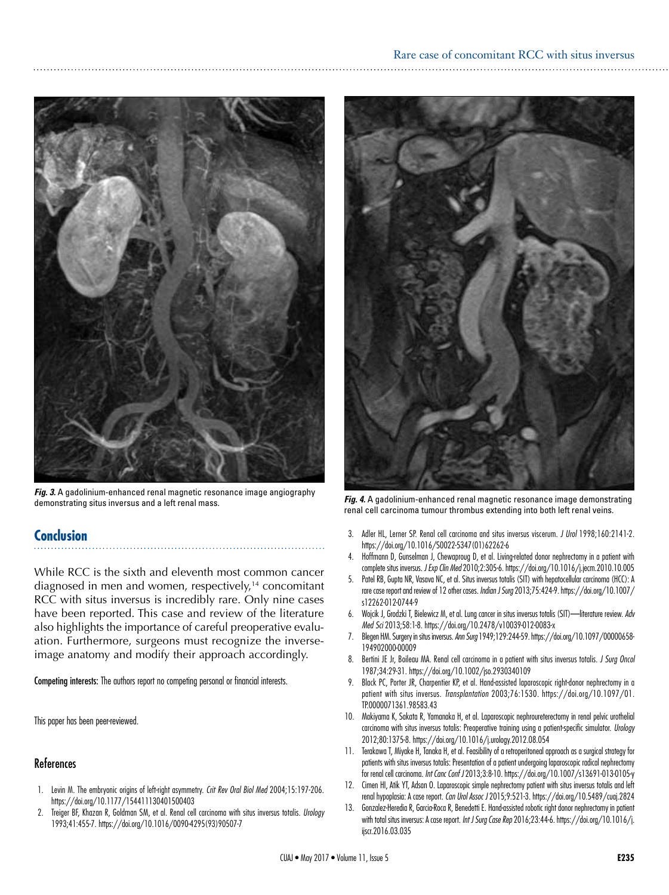*Fig. 3.* A gadolinium-enhanced renal magnetic resonance image angiography demonstrating situs inversus and a left renal mass.

*Fig. 4.* A gadolinium-enhanced renal magnetic resonance image demonstrating renal cell carcinoma tumour thrombus extending into both left renal veins.

## Conclusion

While RCC is the sixth and eleventh most common cancer diagnosed in men and women, respectively,[14] concomitant RCC with situs inversus is incredibly rare. Only nine cases have been reported. This case and review of the literature also highlights the importance of careful preoperative evaluation. Furthermore, surgeons must recognize the inverse-image anatomy and modify their approach accordingly.

**Competing interests:** The authors report no competing personal or financial interests.

This paper has been peer-reviewed.

## References

1. Levin M. The embryonic origins of left-right asymmetry. *Crit Rev Oral Biol Med* 2004;15:197-206. https://doi.org/10.1177/154411130401500403
2. Treiger BF, Khazan R, Goldman SM, et al. Renal cell carcinoma with situs inversus totalis. *Urology* 1993;41:455-7. https://doi.org/10.1016/0090-4295(93)90507-7
3. Adler HL, Lerner SP. Renal cell carcinoma and situs inversus viscerum. *J Urol* 1998;160:2141-2. https://doi.org/10.1016/S0022-5347(01)62262-6
4. Hoffmann D, Gunselman J, Chewaproug D, et al. Living-related donor nephrectomy in a patient with complete situs inversus. *J Exp Clin Med* 2010;2:305-6. https://doi.org/10.1016/j.jecm.2010.10.005
5. Patel RB, Gupta NR, Vasava NC, et al. Situs inversus totalis (SIT) with hepatocellular carcinoma (HCC): A rare case report and review of 12 other cases. *Indian J Surg* 2013;75:424-9. https://doi.org/10.1007/s12262-012-0744-9
6. Wojcik J, Grodzki T, Bielewicz M, et al. Lung cancer in situs inversus totalis (SIT)—literature review. *Adv Med Sci* 2013;58:1-8. https://doi.org/10.2478/v10039-012-0083-x
7. Blegen HM. Surgery in situs inversus. *Ann Surg* 1949;129:244-59. https://doi.org/10.1097/00000658-194902000-00009
8. Bertini JE Jr, Boileau MA. Renal cell carcinoma in a patient with situs inversus totalis. *J Surg Oncol* 1987;34:29-31. https://doi.org/10.1002/jso.2930340109
9. Black PC, Porter JR, Charpentier KP, et al. Hand-assisted laparoscopic right-donor nephrectomy in a patient with situs inversus. *Transplantation* 2003;76:1530. https://doi.org/10.1097/01.TP.0000071361.98583.43
10. Makiyama K, Sakata R, Yamanaka H, et al. Laparoscopic nephroureterectomy in renal pelvic urothelial carcinoma with situs inversus totalis: Preoperative training using a patient-specific simulator. *Urology* 2012;80:1375-8. https://doi.org/10.1016/j.urology.2012.08.054
11. Terakawa T, Miyake H, Tanaka H, et al. Feasibility of a retroperitoneal approach as a surgical strategy for patients with situs inversus totalis: Presentation of a patient undergoing laparoscopic radical nephrectomy for renal cell carcinoma. *Int Canc Conf J* 2013;3:8-10. https://doi.org/10.1007/s13691-013-0105-y
12. Cimen HI, Atik YT, Adsan O. Laparoscopic simple nephrectomy patient with situs inversus totalis and left renal hypoplasia: A case report. *Can Urol Assoc J* 2015;9:521-3. https://doi.org/10.5489/cuaj.2824
13. Gonzalez-Heredia R, Garcia-Roca R, Benedetti E. Hand-assisted robotic right donor nephrectomy in patient with total situs inversus: A case report. *Int J Surg Case Rep* 2016;23:44-6. https://doi.org/10.1016/j.ijscr.2016.03.035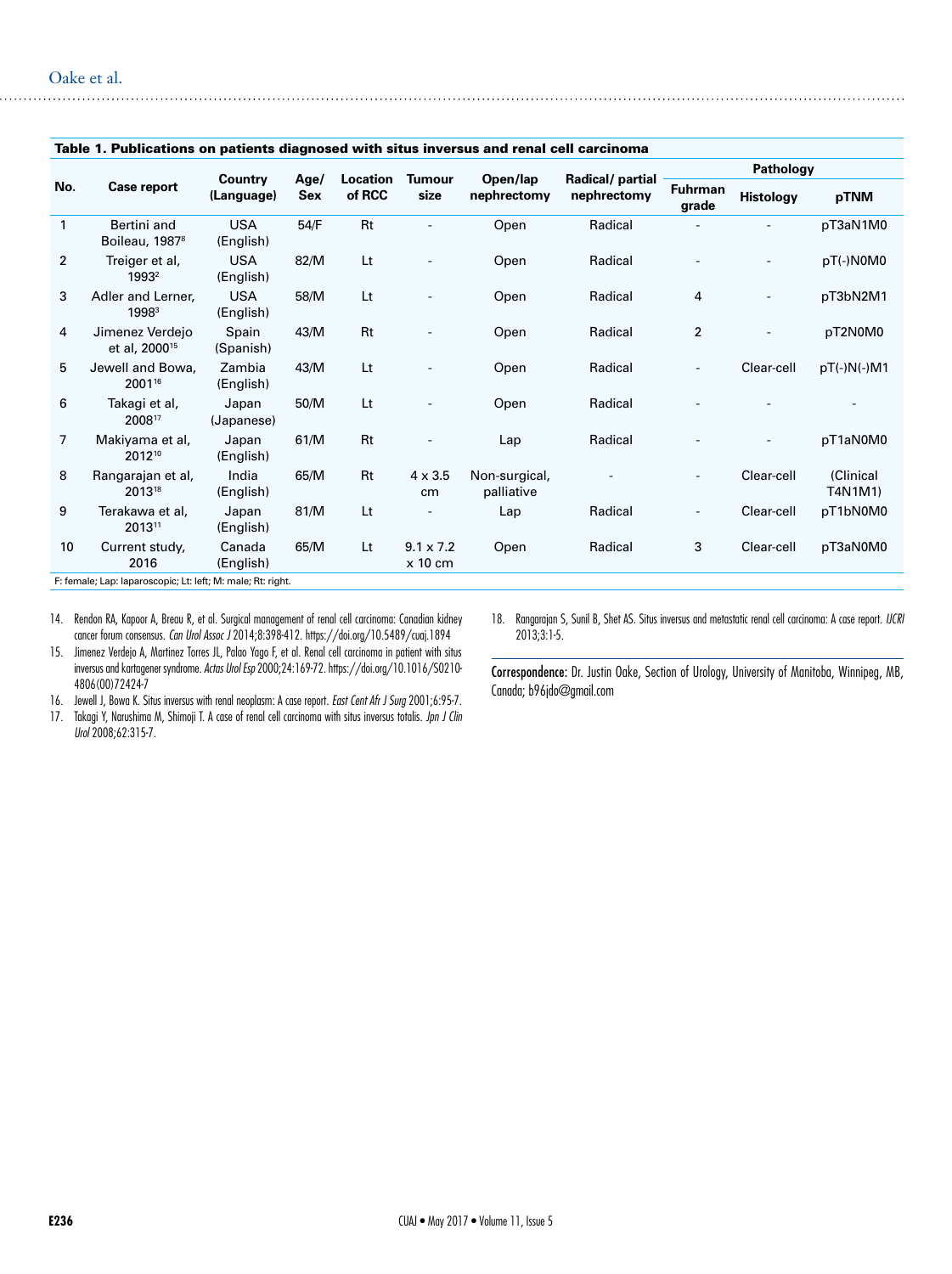**Table 1. Publications on patients diagnosed with situs inversus and renal cell carcinoma**

| No. | Case report | Country (Language) | Age/ Sex | Location of RCC | Tumour size | Open/lap nephrectomy | Radical/ partial nephrectomy | Pathology | | |
|---|---|---|---|---|---|---|---|---|---|---|
| | | | | | | | | Fuhrman grade | Histology | pTNM |
| 1 | Bertini and Boileau, 1987[8] | USA (English) | 54/F | Rt | - | Open | Radical | - | - | pT3aN1M0 |
| 2 | Treiger et al, 1993[2] | USA (English) | 82/M | Lt | - | Open | Radical | - | - | pT(-)N0M0 |
| 3 | Adler and Lerner, 1998[3] | USA (English) | 58/M | Lt | - | Open | Radical | 4 | - | pT3bN2M1 |
| 4 | Jimenez Verdejo et al, 2000[15] | Spain (Spanish) | 43/M | Rt | - | Open | Radical | 2 | - | pT2N0M0 |
| 5 | Jewell and Bowa, 2001[16] | Zambia (English) | 43/M | Lt | - | Open | Radical | - | Clear-cell | pT(-)N(-)M1 |
| 6 | Takagi et al, 2008[17] | Japan (Japanese) | 50/M | Lt | - | Open | Radical | - | - | - |
| 7 | Makiyama et al, 2012[10] | Japan (English) | 61/M | Rt | - | Lap | Radical | - | - | pT1aN0M0 |
| 8 | Rangarajan et al, 2013[18] | India (English) | 65/M | Rt | 4 x 3.5 cm | Non-surgical, palliative | - | - | Clear-cell | (Clinical T4N1M1) |
| 9 | Terakawa et al, 2013[11] | Japan (English) | 81/M | Lt | - | Lap | Radical | - | Clear-cell | pT1bN0M0 |
| 10 | Current study, 2016 | Canada (English) | 65/M | Lt | 9.1 x 7.2 x 10 cm | Open | Radical | 3 | Clear-cell | pT3aN0M0 |

F: female; Lap: laparoscopic; Lt: left; M: male; Rt: right.

14. Rendon RA, Kapoor A, Breau R, et al. Surgical management of renal cell carcinoma: Canadian kidney cancer forum consensus. *Can Urol Assoc J* 2014;8:398-412. https://doi.org/10.5489/cuaj.1894
15. Jimenez Verdejo A, Martinez Torres JL, Palao Yago F, et al. Renal cell carcinoma in patient with situs inversus and kartagener syndrome. *Actas Urol Esp* 2000;24:169-72. https://doi.org/10.1016/S0210-4806(00)72424-7
16. Jewell J, Bowa K. Situs inversus with renal neoplasm: A case report. *East Cent Afr J Surg* 2001;6:95-7.
17. Takagi Y, Narushima M, Shimoji T. A case of renal cell carcinoma with situs inversus totalis. *Jpn J Clin Urol* 2008;62:315-7.
18. Rangarajan S, Sunil B, Shet AS. Situs inversus and metastatic renal cell carcinoma: A case report. *IJCRI* 2013;3:1-5.

**Correspondence:** Dr. Justin Oake, Section of Urology, University of Manitoba, Winnipeg, MB, Canada; b96jdo@gmail.com